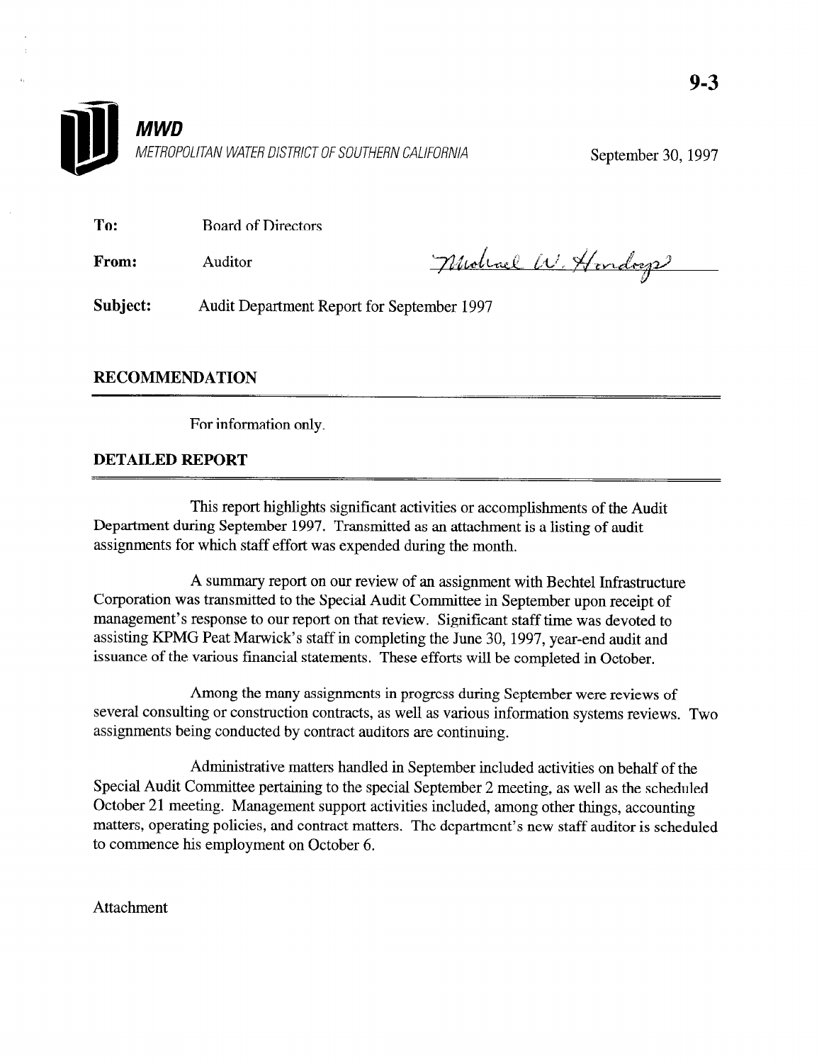9-3

**MWD**

*METROPOLITAN WATER DISTRICT OF SOUTHERN CALIFORNIA*

September 30, 1997

**To:** Board of Directors

**From:** Auditor *Michael W. Hendrys*

**Subject:** Audit Department Report for September 1997

## RECOMMENDATION

For information only.

## DETAILED REPORT

This report highlights significant activities or accomplishments of the Audit Department during September 1997. Transmitted as an attachment is a listing of audit assignments for which staff effort was expended during the month.

A summary report on our review of an assignment with Bechtel Infrastructure Corporation was transmitted to the Special Audit Committee in September upon receipt of management's response to our report on that review. Significant staff time was devoted to assisting KPMG Peat Marwick's staff in completing the June 30, 1997, year-end audit and issuance of the various financial statements. These efforts will be completed in October.

Among the many assignments in progress during September were reviews of several consulting or construction contracts, as well as various information systems reviews. Two assignments being conducted by contract auditors are continuing.

Administrative matters handled in September included activities on behalf of the Special Audit Committee pertaining to the special September 2 meeting, as well as the scheduled October 21 meeting. Management support activities included, among other things, accounting matters, operating policies, and contract matters. The department's new staff auditor is scheduled to commence his employment on October 6.

Attachment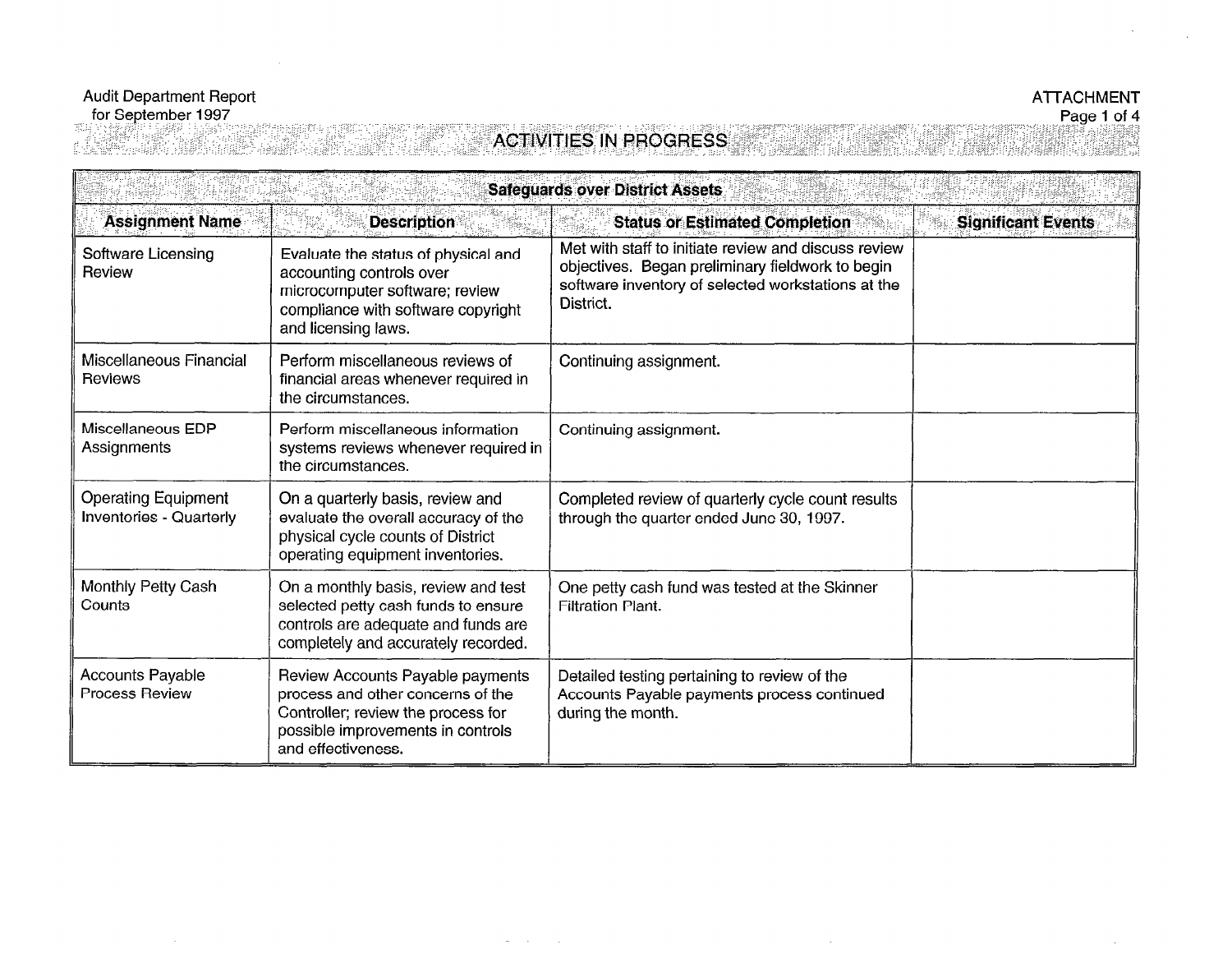Audit Department Report
for September 1997

ATTACHMENT

# ACTIVITIES IN PROGRESS

| Safeguards over District Assets | | | |
|---|---|---|---|
| **Assignment Name** | **Description** | **Status or Estimated Completion** | **Significant Events** |
| Software Licensing Review | Evaluate the status of physical and accounting controls over microcomputer software; review compliance with software copyright and licensing laws. | Met with staff to initiate review and discuss review objectives. Began preliminary fieldwork to begin software inventory of selected workstations at the District. | |
| Miscellaneous Financial Reviews | Perform miscellaneous reviews of financial areas whenever required in the circumstances. | Continuing assignment. | |
| Miscellaneous EDP Assignments | Perform miscellaneous information systems reviews whenever required in the circumstances. | Continuing assignment. | |
| Operating Equipment Inventories - Quarterly | On a quarterly basis, review and evaluate the overall accuracy of the physical cycle counts of District operating equipment inventories. | Completed review of quarterly cycle count results through the quarter ended June 30, 1997. | |
| Monthly Petty Cash Counts | On a monthly basis, review and test selected petty cash funds to ensure controls are adequate and funds are completely and accurately recorded. | One petty cash fund was tested at the Skinner Filtration Plant. | |
| Accounts Payable Process Review | Review Accounts Payable payments process and other concerns of the Controller; review the process for possible improvements in controls and effectiveness. | Detailed testing pertaining to review of the Accounts Payable payments process continued during the month. | |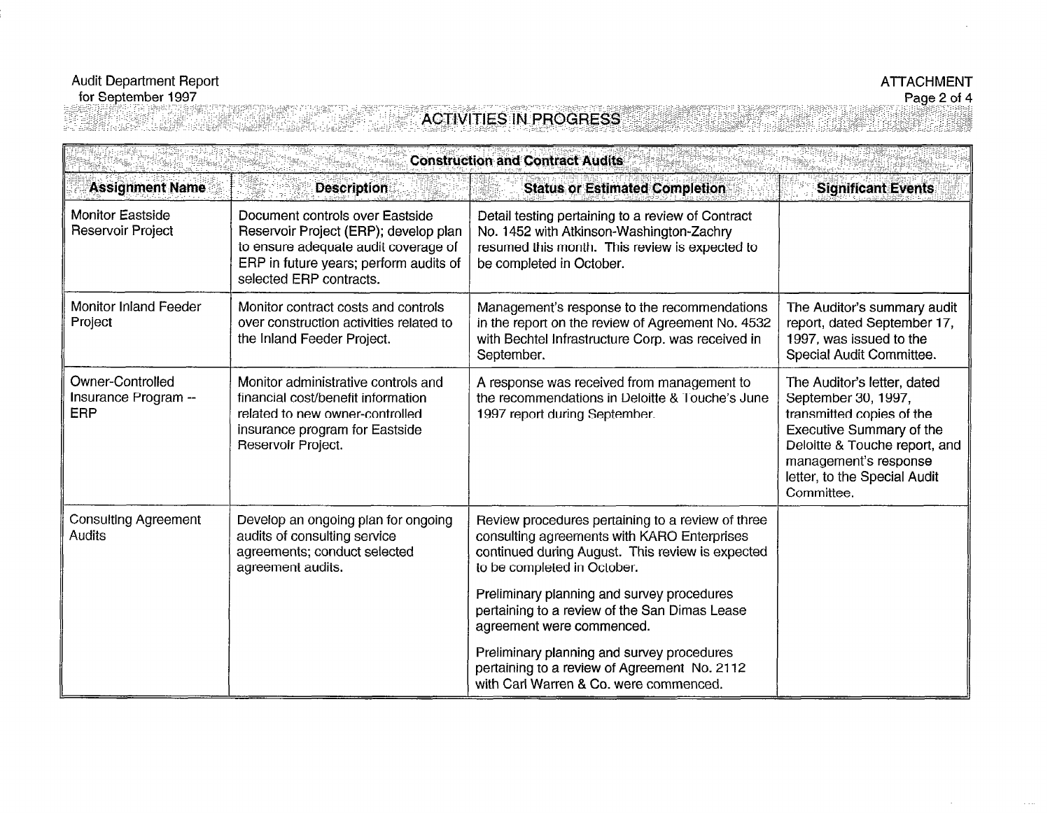Audit Department Report
for September 1997

ATTACHMENT

## ACTIVITIES IN PROGRESS

| Construction and Contract Audits | | | |
|---|---|---|---|
| **Assignment Name** | **Description** | **Status or Estimated Completion** | **Significant Events** |
| Monitor Eastside Reservoir Project | Document controls over Eastside Reservoir Project (ERP); develop plan to ensure adequate audit coverage of ERP in future years; perform audits of selected ERP contracts. | Detail testing pertaining to a review of Contract No. 1452 with Atkinson-Washington-Zachry resumed this month. This review is expected to be completed in October. | |
| Monitor Inland Feeder Project | Monitor contract costs and controls over construction activities related to the Inland Feeder Project. | Management's response to the recommendations in the report on the review of Agreement No. 4532 with Bechtel Infrastructure Corp. was received in September. | The Auditor's summary audit report, dated September 17, 1997, was issued to the Special Audit Committee. |
| Owner-Controlled Insurance Program -- ERP | Monitor administrative controls and financial cost/benefit information related to new owner-controlled insurance program for Eastside Reservoir Project. | A response was received from management to the recommendations in Deloitte & Touche's June 1997 report during September. | The Auditor's letter, dated September 30, 1997, transmitted copies of the Executive Summary of the Deloitte & Touche report, and management's response letter, to the Special Audit Committee. |
| Consulting Agreement Audits | Develop an ongoing plan for ongoing audits of consulting service agreements; conduct selected agreement audits. | Review procedures pertaining to a review of three consulting agreements with KARO Enterprises continued during August. This review is expected to be completed in October.<br><br>Preliminary planning and survey procedures pertaining to a review of the San Dimas Lease agreement were commenced.<br><br>Preliminary planning and survey procedures pertaining to a review of Agreement No. 2112 with Carl Warren & Co. were commenced. | |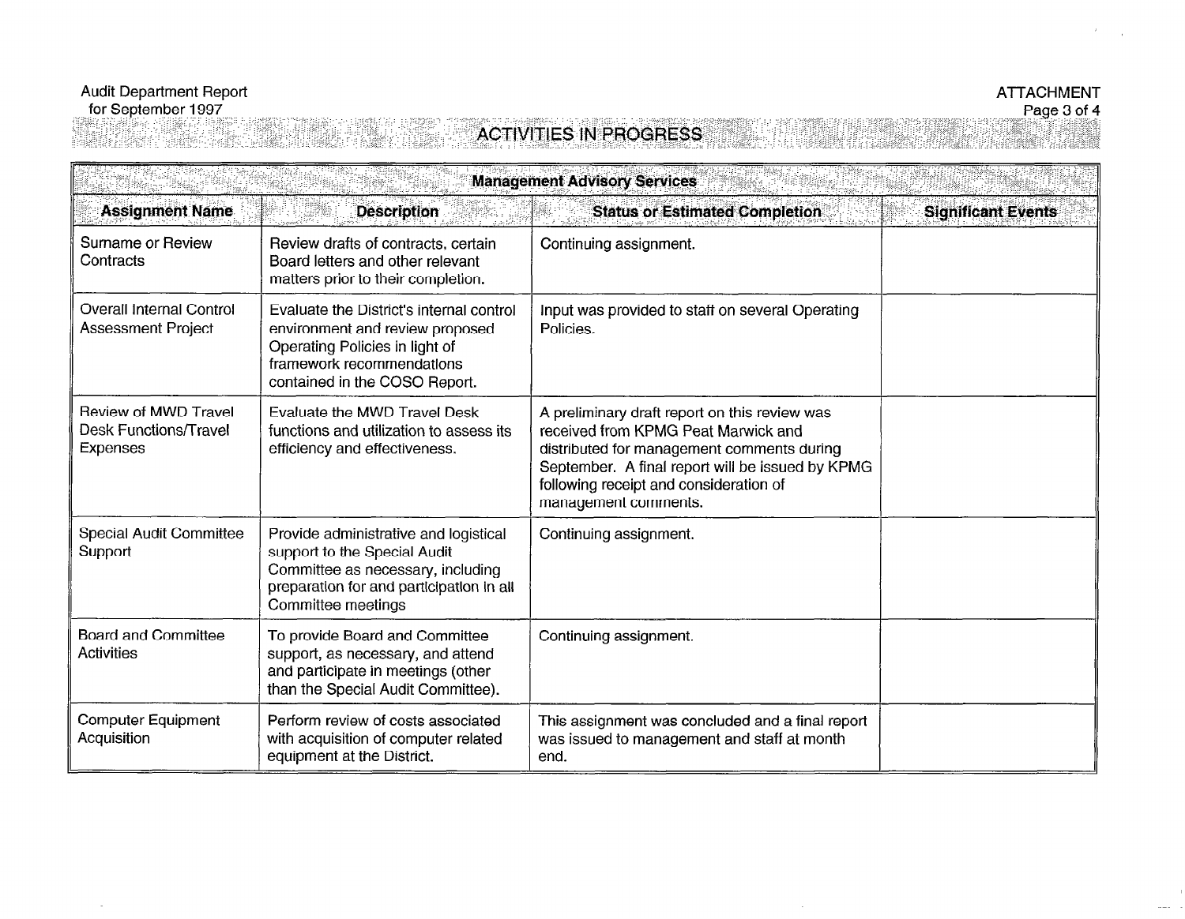Audit Department Report
for September 1997

ATTACHMENT

## ACTIVITIES IN PROGRESS

| Management Advisory Services | | | |
|---|---|---|---|
| **Assignment Name** | **Description** | **Status or Estimated Completion** | **Significant Events** |
| Surname or Review Contracts | Review drafts of contracts, certain Board letters and other relevant matters prior to their completion. | Continuing assignment. | |
| Overall Internal Control Assessment Project | Evaluate the District's internal control environment and review proposed Operating Policies in light of framework recommendations contained in the COSO Report. | Input was provided to staff on several Operating Policies. | |
| Review of MWD Travel Desk Functions/Travel Expenses | Evaluate the MWD Travel Desk functions and utilization to assess its efficiency and effectiveness. | A preliminary draft report on this review was received from KPMG Peat Marwick and distributed for management comments during September. A final report will be issued by KPMG following receipt and consideration of management comments. | |
| Special Audit Committee Support | Provide administrative and logistical support to the Special Audit Committee as necessary, including preparation for and participation in all Committee meetings | Continuing assignment. | |
| Board and Committee Activities | To provide Board and Committee support, as necessary, and attend and participate in meetings (other than the Special Audit Committee). | Continuing assignment. | |
| Computer Equipment Acquisition | Perform review of costs associated with acquisition of computer related equipment at the District. | This assignment was concluded and a final report was issued to management and staff at month end. | |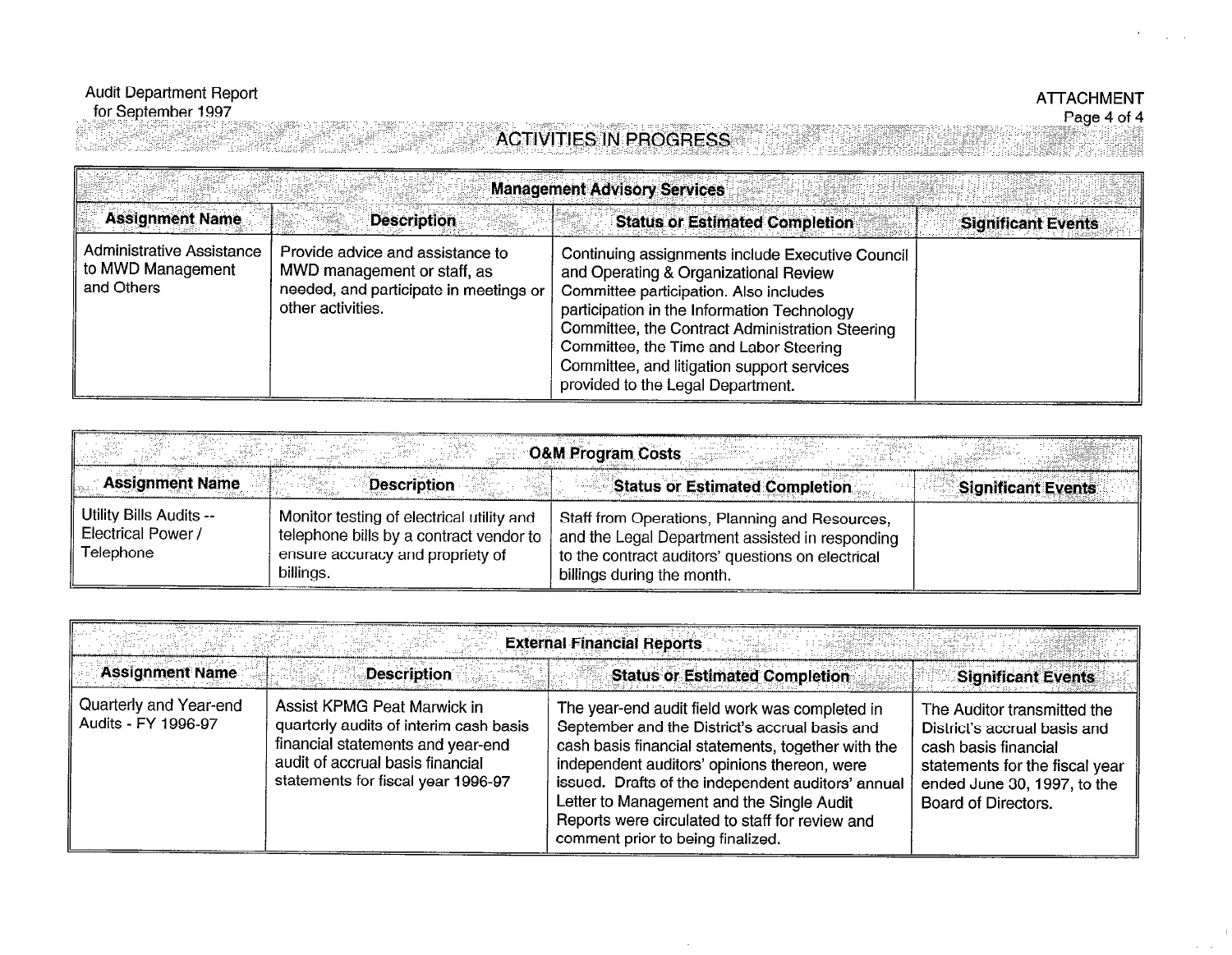Audit Department Report
for September 1997

ATTACHMENT

## ACTIVITIES IN PROGRESS

| Management Advisory Services | | | |
|---|---|---|---|
| **Assignment Name** | **Description** | **Status or Estimated Completion** | **Significant Events** |
| Administrative Assistance to MWD Management and Others | Provide advice and assistance to MWD management or staff, as needed, and participate in meetings or other activities. | Continuing assignments include Executive Council and Operating & Organizational Review Committee participation. Also includes participation in the Information Technology Committee, the Contract Administration Steering Committee, the Time and Labor Steering Committee, and litigation support services provided to the Legal Department. | |

| O&M Program Costs | | | |
|---|---|---|---|
| **Assignment Name** | **Description** | **Status or Estimated Completion** | **Significant Events** |
| Utility Bills Audits -- Electrical Power / Telephone | Monitor testing of electrical utility and telephone bills by a contract vendor to ensure accuracy and propriety of billings. | Staff from Operations, Planning and Resources, and the Legal Department assisted in responding to the contract auditors' questions on electrical billings during the month. | |

| External Financial Reports | | | |
|---|---|---|---|
| **Assignment Name** | **Description** | **Status or Estimated Completion** | **Significant Events** |
| Quarterly and Year-end Audits - FY 1996-97 | Assist KPMG Peat Marwick in quarterly audits of interim cash basis financial statements and year-end audit of accrual basis financial statements for fiscal year 1996-97 | The year-end audit field work was completed in September and the District's accrual basis and cash basis financial statements, together with the independent auditors' opinions thereon, were issued. Drafts of the independent auditors' annual Letter to Management and the Single Audit Reports were circulated to staff for review and comment prior to being finalized. | The Auditor transmitted the District's accrual basis and cash basis financial statements for the fiscal year ended June 30, 1997, to the Board of Directors. |